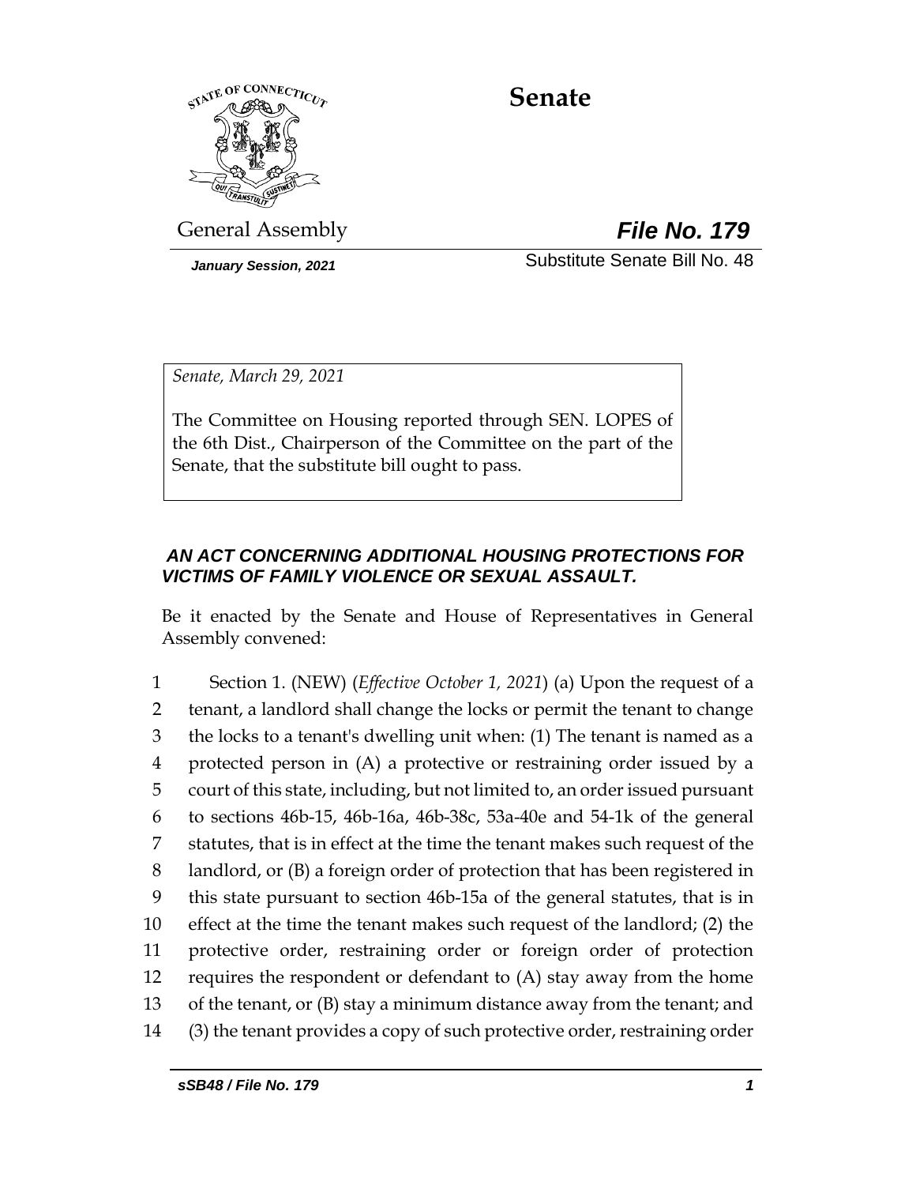# Senate

General Assembly **File No. 179**

*January Session, 2021* Substitute Senate Bill No. 48

*Senate, March 29, 2021*

The Committee on Housing reported through SEN. LOPES of the 6th Dist., Chairperson of the Committee on the part of the Senate, that the substitute bill ought to pass.

### *AN ACT CONCERNING ADDITIONAL HOUSING PROTECTIONS FOR VICTIMS OF FAMILY VIOLENCE OR SEXUAL ASSAULT.*

Be it enacted by the Senate and House of Representatives in General Assembly convened:

1 Section 1. (NEW) (*Effective October 1, 2021*) (a) Upon the request of a
2 tenant, a landlord shall change the locks or permit the tenant to change
3 the locks to a tenant's dwelling unit when: (1) The tenant is named as a
4 protected person in (A) a protective or restraining order issued by a
5 court of this state, including, but not limited to, an order issued pursuant
6 to sections 46b-15, 46b-16a, 46b-38c, 53a-40e and 54-1k of the general
7 statutes, that is in effect at the time the tenant makes such request of the
8 landlord, or (B) a foreign order of protection that has been registered in
9 this state pursuant to section 46b-15a of the general statutes, that is in
10 effect at the time the tenant makes such request of the landlord; (2) the
11 protective order, restraining order or foreign order of protection
12 requires the respondent or defendant to (A) stay away from the home
13 of the tenant, or (B) stay a minimum distance away from the tenant; and
14 (3) the tenant provides a copy of such protective order, restraining order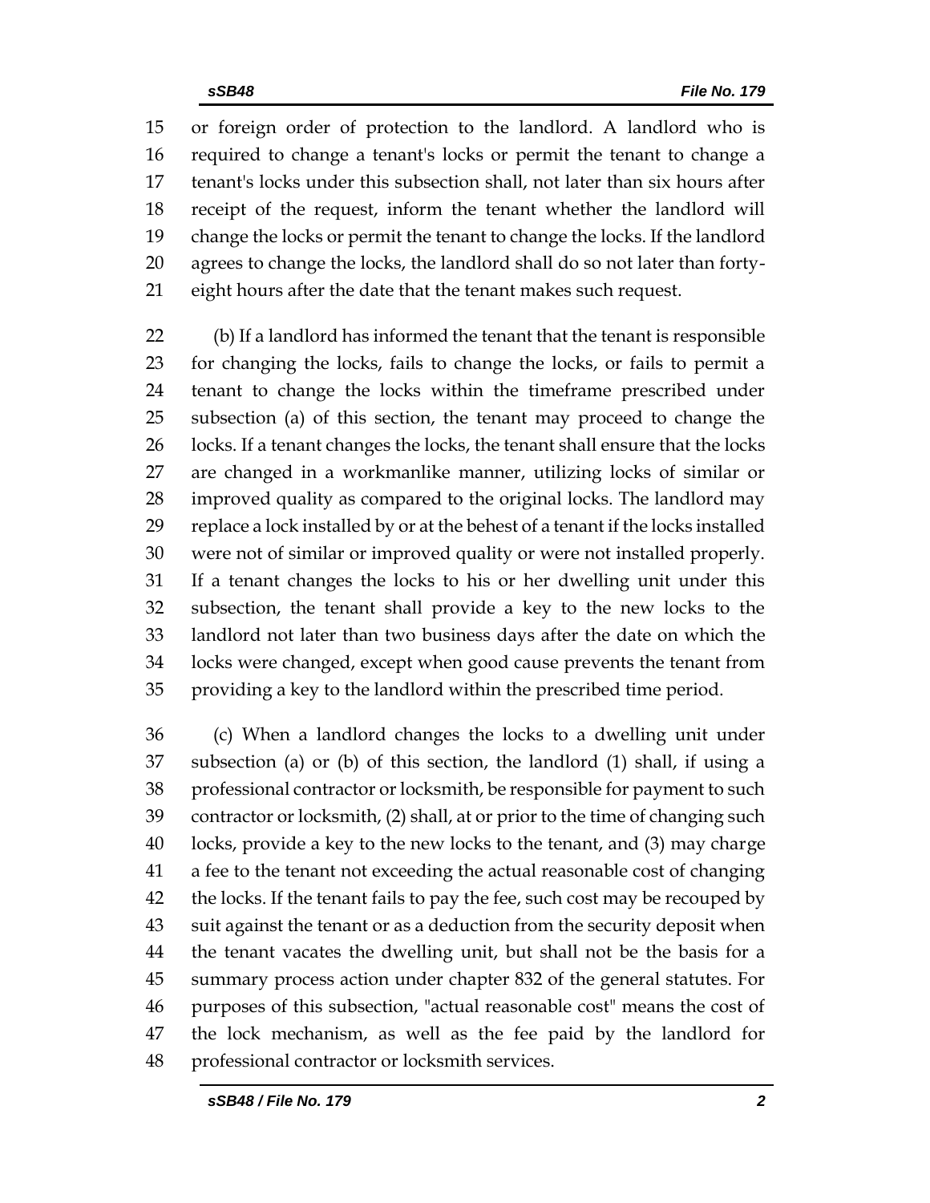or foreign order of protection to the landlord. A landlord who is required to change a tenant's locks or permit the tenant to change a tenant's locks under this subsection shall, not later than six hours after receipt of the request, inform the tenant whether the landlord will change the locks or permit the tenant to change the locks. If the landlord agrees to change the locks, the landlord shall do so not later than forty-eight hours after the date that the tenant makes such request.

(b) If a landlord has informed the tenant that the tenant is responsible for changing the locks, fails to change the locks, or fails to permit a tenant to change the locks within the timeframe prescribed under subsection (a) of this section, the tenant may proceed to change the locks. If a tenant changes the locks, the tenant shall ensure that the locks are changed in a workmanlike manner, utilizing locks of similar or improved quality as compared to the original locks. The landlord may replace a lock installed by or at the behest of a tenant if the locks installed were not of similar or improved quality or were not installed properly. If a tenant changes the locks to his or her dwelling unit under this subsection, the tenant shall provide a key to the new locks to the landlord not later than two business days after the date on which the locks were changed, except when good cause prevents the tenant from providing a key to the landlord within the prescribed time period.

(c) When a landlord changes the locks to a dwelling unit under subsection (a) or (b) of this section, the landlord (1) shall, if using a professional contractor or locksmith, be responsible for payment to such contractor or locksmith, (2) shall, at or prior to the time of changing such locks, provide a key to the new locks to the tenant, and (3) may charge a fee to the tenant not exceeding the actual reasonable cost of changing the locks. If the tenant fails to pay the fee, such cost may be recouped by suit against the tenant or as a deduction from the security deposit when the tenant vacates the dwelling unit, but shall not be the basis for a summary process action under chapter 832 of the general statutes. For purposes of this subsection, "actual reasonable cost" means the cost of the lock mechanism, as well as the fee paid by the landlord for professional contractor or locksmith services.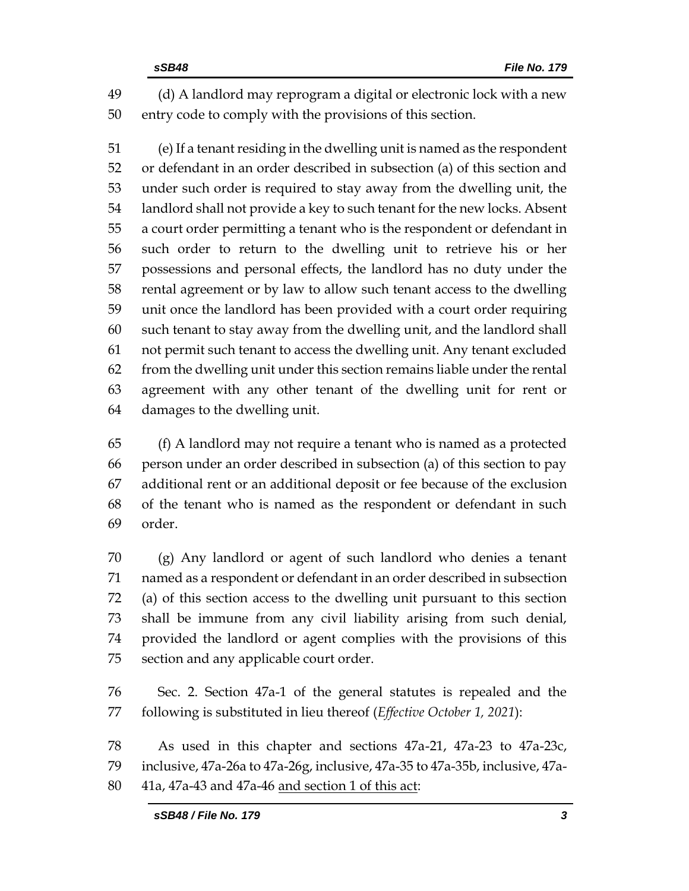(d) A landlord may reprogram a digital or electronic lock with a new entry code to comply with the provisions of this section.

(e) If a tenant residing in the dwelling unit is named as the respondent or defendant in an order described in subsection (a) of this section and under such order is required to stay away from the dwelling unit, the landlord shall not provide a key to such tenant for the new locks. Absent a court order permitting a tenant who is the respondent or defendant in such order to return to the dwelling unit to retrieve his or her possessions and personal effects, the landlord has no duty under the rental agreement or by law to allow such tenant access to the dwelling unit once the landlord has been provided with a court order requiring such tenant to stay away from the dwelling unit, and the landlord shall not permit such tenant to access the dwelling unit. Any tenant excluded from the dwelling unit under this section remains liable under the rental agreement with any other tenant of the dwelling unit for rent or damages to the dwelling unit.

(f) A landlord may not require a tenant who is named as a protected person under an order described in subsection (a) of this section to pay additional rent or an additional deposit or fee because of the exclusion of the tenant who is named as the respondent or defendant in such order.

(g) Any landlord or agent of such landlord who denies a tenant named as a respondent or defendant in an order described in subsection (a) of this section access to the dwelling unit pursuant to this section shall be immune from any civil liability arising from such denial, provided the landlord or agent complies with the provisions of this section and any applicable court order.

Sec. 2. Section 47a-1 of the general statutes is repealed and the following is substituted in lieu thereof (*Effective October 1, 2021*):

As used in this chapter and sections 47a-21, 47a-23 to 47a-23c, inclusive, 47a-26a to 47a-26g, inclusive, 47a-35 to 47a-35b, inclusive, 47a-41a, 47a-43 and 47a-46 and section 1 of this act: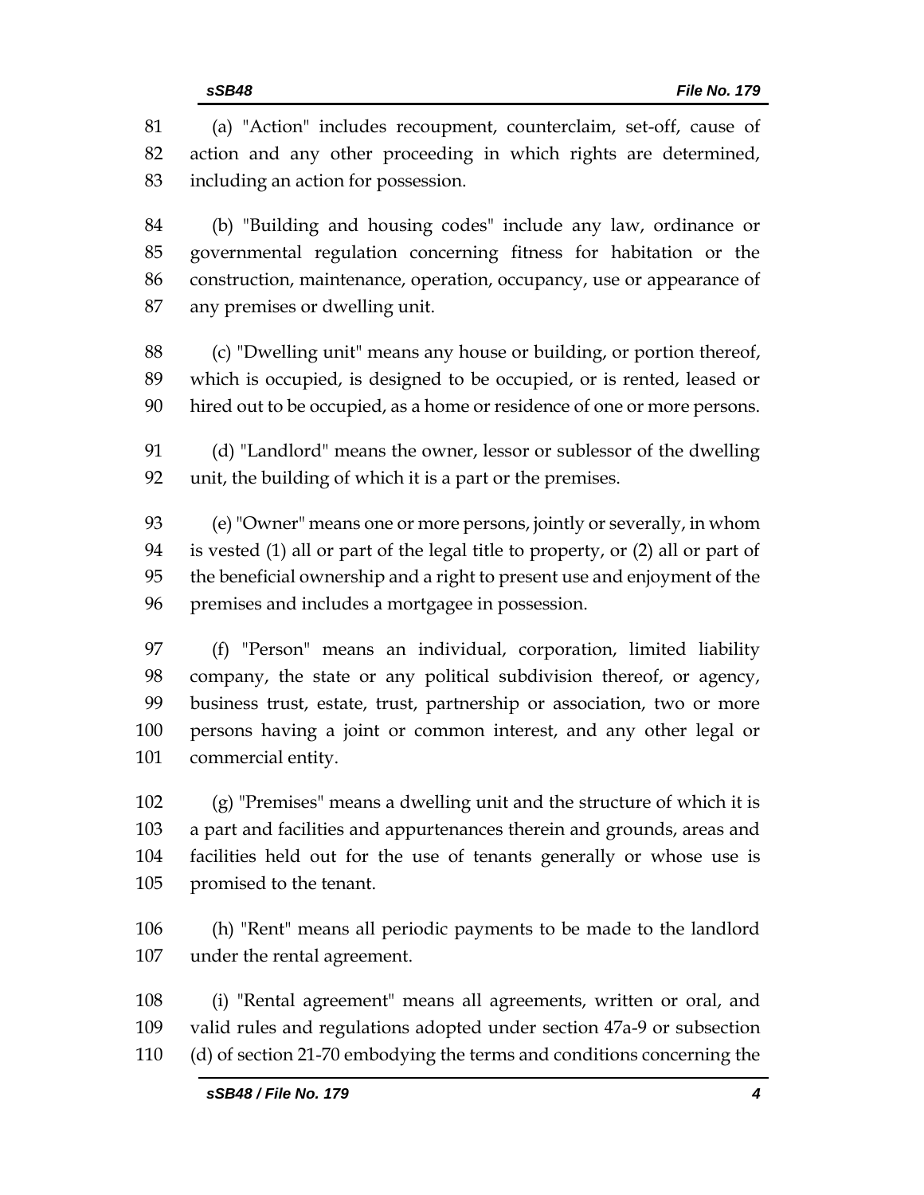(a) "Action" includes recoupment, counterclaim, set-off, cause of action and any other proceeding in which rights are determined, including an action for possession.

(b) "Building and housing codes" include any law, ordinance or governmental regulation concerning fitness for habitation or the construction, maintenance, operation, occupancy, use or appearance of any premises or dwelling unit.

(c) "Dwelling unit" means any house or building, or portion thereof, which is occupied, is designed to be occupied, or is rented, leased or hired out to be occupied, as a home or residence of one or more persons.

(d) "Landlord" means the owner, lessor or sublessor of the dwelling unit, the building of which it is a part or the premises.

(e) "Owner" means one or more persons, jointly or severally, in whom is vested (1) all or part of the legal title to property, or (2) all or part of the beneficial ownership and a right to present use and enjoyment of the premises and includes a mortgagee in possession.

(f) "Person" means an individual, corporation, limited liability company, the state or any political subdivision thereof, or agency, business trust, estate, trust, partnership or association, two or more persons having a joint or common interest, and any other legal or commercial entity.

(g) "Premises" means a dwelling unit and the structure of which it is a part and facilities and appurtenances therein and grounds, areas and facilities held out for the use of tenants generally or whose use is promised to the tenant.

(h) "Rent" means all periodic payments to be made to the landlord under the rental agreement.

(i) "Rental agreement" means all agreements, written or oral, and valid rules and regulations adopted under section 47a-9 or subsection (d) of section 21-70 embodying the terms and conditions concerning the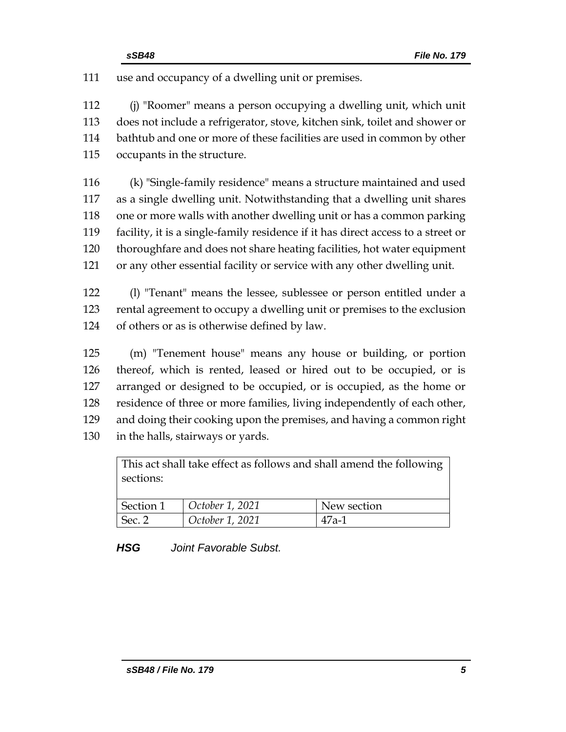111 use and occupancy of a dwelling unit or premises.

112 (j) "Roomer" means a person occupying a dwelling unit, which unit
113 does not include a refrigerator, stove, kitchen sink, toilet and shower or
114 bathtub and one or more of these facilities are used in common by other
115 occupants in the structure.

116 (k) "Single-family residence" means a structure maintained and used
117 as a single dwelling unit. Notwithstanding that a dwelling unit shares
118 one or more walls with another dwelling unit or has a common parking
119 facility, it is a single-family residence if it has direct access to a street or
120 thoroughfare and does not share heating facilities, hot water equipment
121 or any other essential facility or service with any other dwelling unit.

122 (l) "Tenant" means the lessee, sublessee or person entitled under a
123 rental agreement to occupy a dwelling unit or premises to the exclusion
124 of others or as is otherwise defined by law.

125 (m) "Tenement house" means any house or building, or portion
126 thereof, which is rented, leased or hired out to be occupied, or is
127 arranged or designed to be occupied, or is occupied, as the home or
128 residence of three or more families, living independently of each other,
129 and doing their cooking upon the premises, and having a common right
130 in the halls, stairways or yards.

| This act shall take effect as follows and shall amend the following sections: | | |
|---|---|---|
| Section 1 | *October 1, 2021* | New section |
| Sec. 2 | *October 1, 2021* | 47a-1 |

***HSG*** *Joint Favorable Subst.*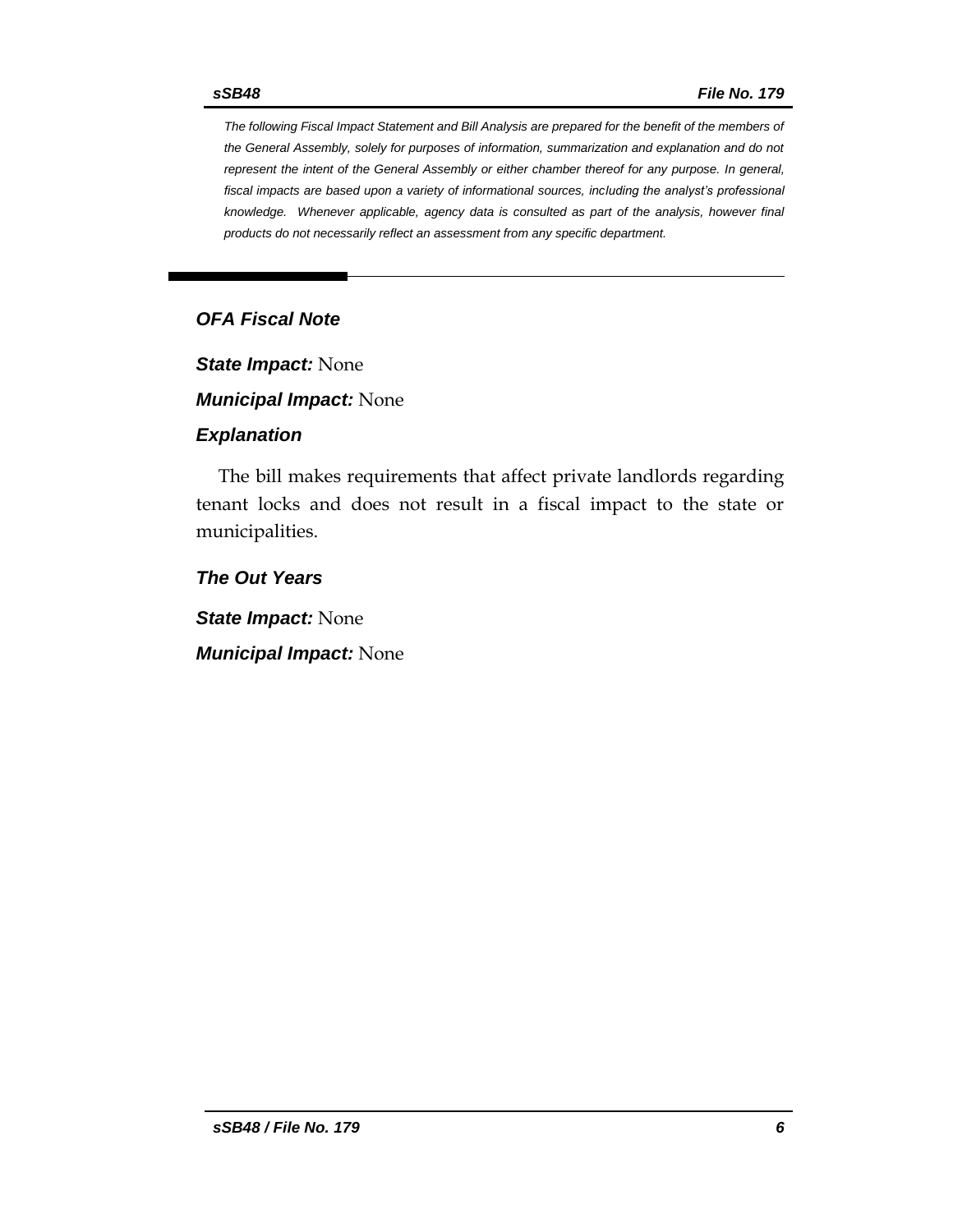*The following Fiscal Impact Statement and Bill Analysis are prepared for the benefit of the members of the General Assembly, solely for purposes of information, summarization and explanation and do not represent the intent of the General Assembly or either chamber thereof for any purpose. In general, fiscal impacts are based upon a variety of informational sources, including the analyst's professional knowledge. Whenever applicable, agency data is consulted as part of the analysis, however final products do not necessarily reflect an assessment from any specific department.*

## *OFA Fiscal Note*

***State Impact:*** None

***Municipal Impact:*** None

### *Explanation*

The bill makes requirements that affect private landlords regarding tenant locks and does not result in a fiscal impact to the state or municipalities.

### *The Out Years*

***State Impact:*** None

***Municipal Impact:*** None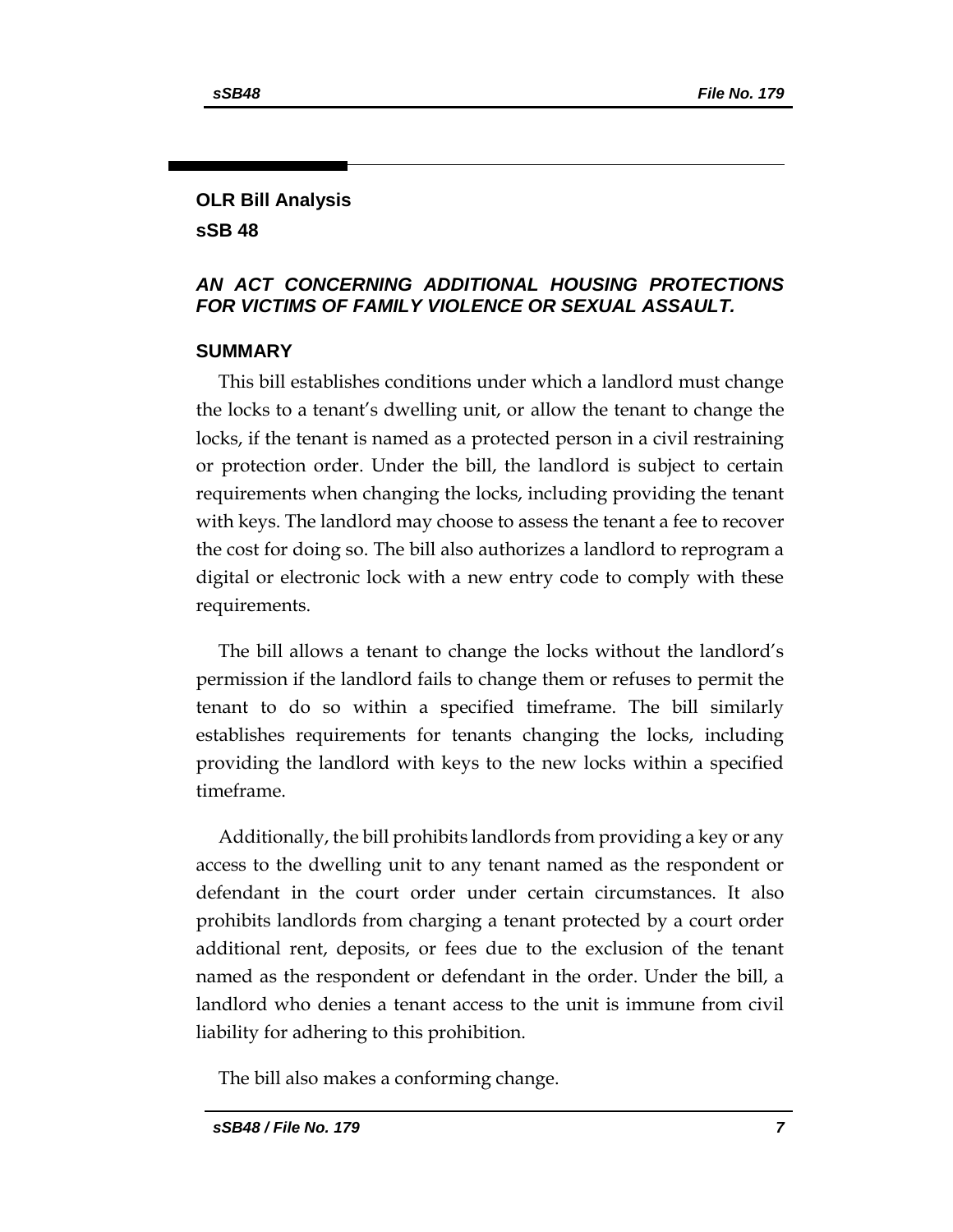## OLR Bill Analysis

## sSB 48

### *AN ACT CONCERNING ADDITIONAL HOUSING PROTECTIONS FOR VICTIMS OF FAMILY VIOLENCE OR SEXUAL ASSAULT.*

### SUMMARY

This bill establishes conditions under which a landlord must change the locks to a tenant's dwelling unit, or allow the tenant to change the locks, if the tenant is named as a protected person in a civil restraining or protection order. Under the bill, the landlord is subject to certain requirements when changing the locks, including providing the tenant with keys. The landlord may choose to assess the tenant a fee to recover the cost for doing so. The bill also authorizes a landlord to reprogram a digital or electronic lock with a new entry code to comply with these requirements.

The bill allows a tenant to change the locks without the landlord's permission if the landlord fails to change them or refuses to permit the tenant to do so within a specified timeframe. The bill similarly establishes requirements for tenants changing the locks, including providing the landlord with keys to the new locks within a specified timeframe.

Additionally, the bill prohibits landlords from providing a key or any access to the dwelling unit to any tenant named as the respondent or defendant in the court order under certain circumstances. It also prohibits landlords from charging a tenant protected by a court order additional rent, deposits, or fees due to the exclusion of the tenant named as the respondent or defendant in the order. Under the bill, a landlord who denies a tenant access to the unit is immune from civil liability for adhering to this prohibition.

The bill also makes a conforming change.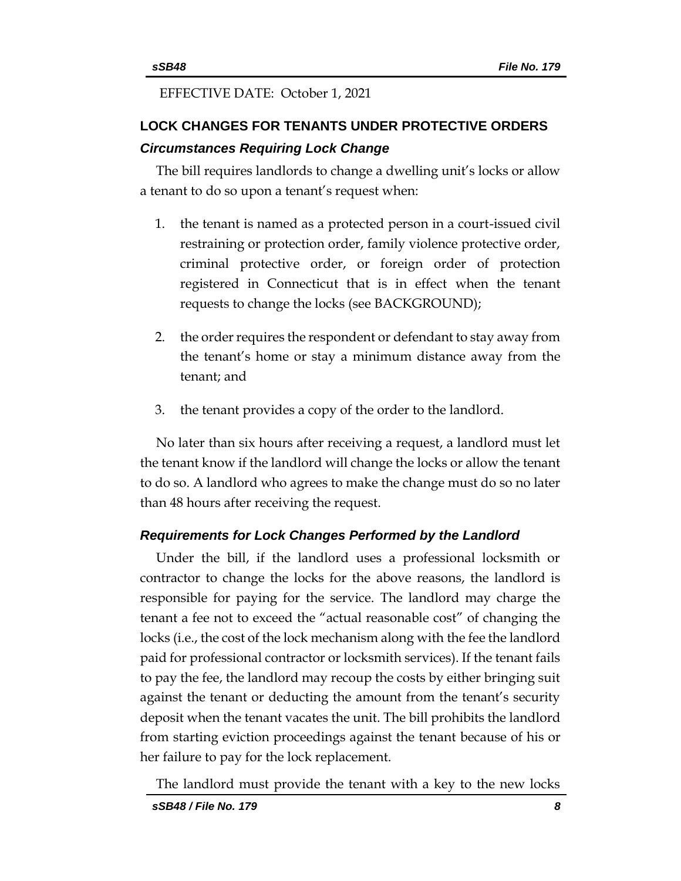EFFECTIVE DATE: October 1, 2021

## LOCK CHANGES FOR TENANTS UNDER PROTECTIVE ORDERS

### *Circumstances Requiring Lock Change*

The bill requires landlords to change a dwelling unit's locks or allow a tenant to do so upon a tenant's request when:

1. the tenant is named as a protected person in a court-issued civil restraining or protection order, family violence protective order, criminal protective order, or foreign order of protection registered in Connecticut that is in effect when the tenant requests to change the locks (see BACKGROUND);

2. the order requires the respondent or defendant to stay away from the tenant's home or stay a minimum distance away from the tenant; and

3. the tenant provides a copy of the order to the landlord.

No later than six hours after receiving a request, a landlord must let the tenant know if the landlord will change the locks or allow the tenant to do so. A landlord who agrees to make the change must do so no later than 48 hours after receiving the request.

### *Requirements for Lock Changes Performed by the Landlord*

Under the bill, if the landlord uses a professional locksmith or contractor to change the locks for the above reasons, the landlord is responsible for paying for the service. The landlord may charge the tenant a fee not to exceed the "actual reasonable cost" of changing the locks (i.e., the cost of the lock mechanism along with the fee the landlord paid for professional contractor or locksmith services). If the tenant fails to pay the fee, the landlord may recoup the costs by either bringing suit against the tenant or deducting the amount from the tenant's security deposit when the tenant vacates the unit. The bill prohibits the landlord from starting eviction proceedings against the tenant because of his or her failure to pay for the lock replacement.

The landlord must provide the tenant with a key to the new locks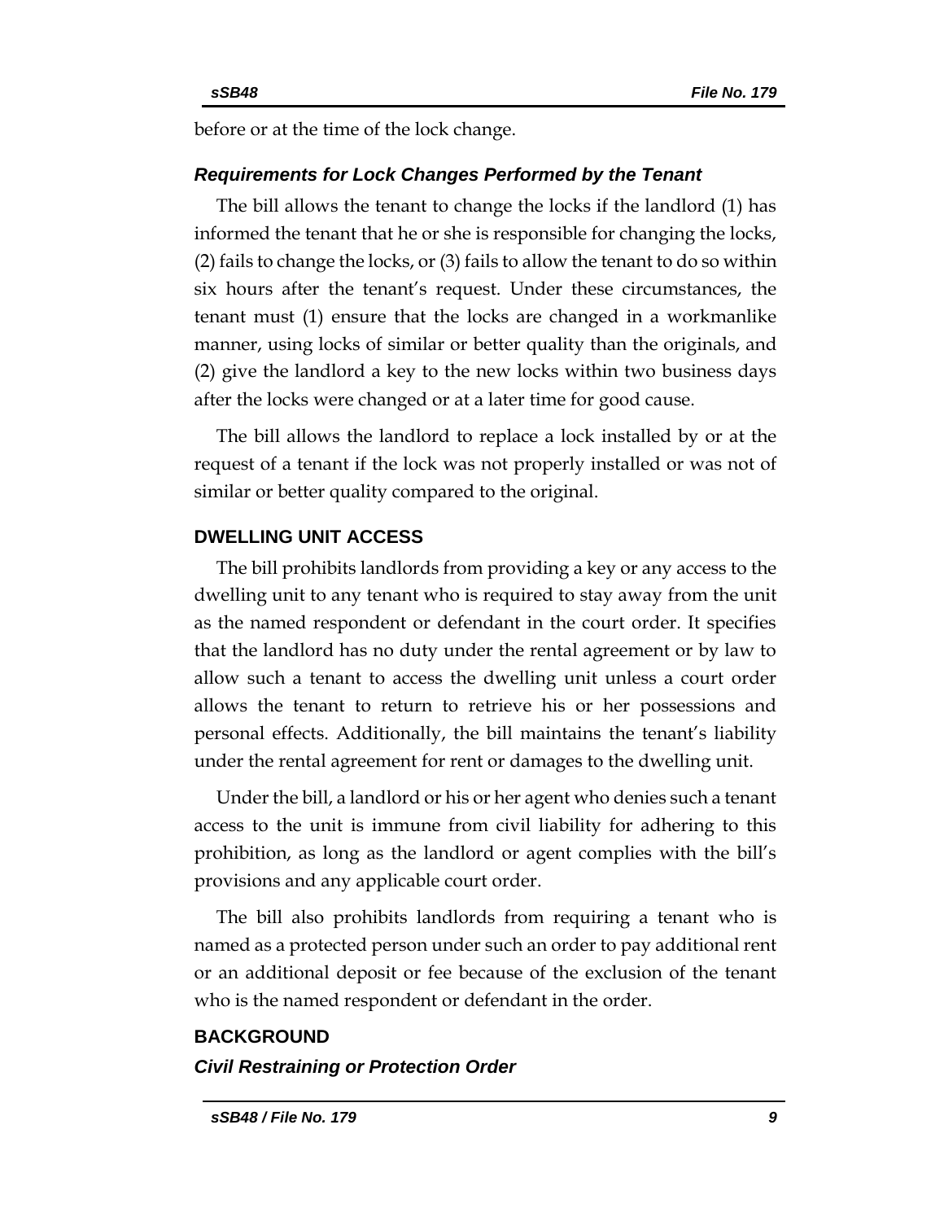before or at the time of the lock change.

### *Requirements for Lock Changes Performed by the Tenant*

The bill allows the tenant to change the locks if the landlord (1) has informed the tenant that he or she is responsible for changing the locks, (2) fails to change the locks, or (3) fails to allow the tenant to do so within six hours after the tenant's request. Under these circumstances, the tenant must (1) ensure that the locks are changed in a workmanlike manner, using locks of similar or better quality than the originals, and (2) give the landlord a key to the new locks within two business days after the locks were changed or at a later time for good cause.

The bill allows the landlord to replace a lock installed by or at the request of a tenant if the lock was not properly installed or was not of similar or better quality compared to the original.

## DWELLING UNIT ACCESS

The bill prohibits landlords from providing a key or any access to the dwelling unit to any tenant who is required to stay away from the unit as the named respondent or defendant in the court order. It specifies that the landlord has no duty under the rental agreement or by law to allow such a tenant to access the dwelling unit unless a court order allows the tenant to return to retrieve his or her possessions and personal effects. Additionally, the bill maintains the tenant's liability under the rental agreement for rent or damages to the dwelling unit.

Under the bill, a landlord or his or her agent who denies such a tenant access to the unit is immune from civil liability for adhering to this prohibition, as long as the landlord or agent complies with the bill's provisions and any applicable court order.

The bill also prohibits landlords from requiring a tenant who is named as a protected person under such an order to pay additional rent or an additional deposit or fee because of the exclusion of the tenant who is the named respondent or defendant in the order.

## BACKGROUND

### *Civil Restraining or Protection Order*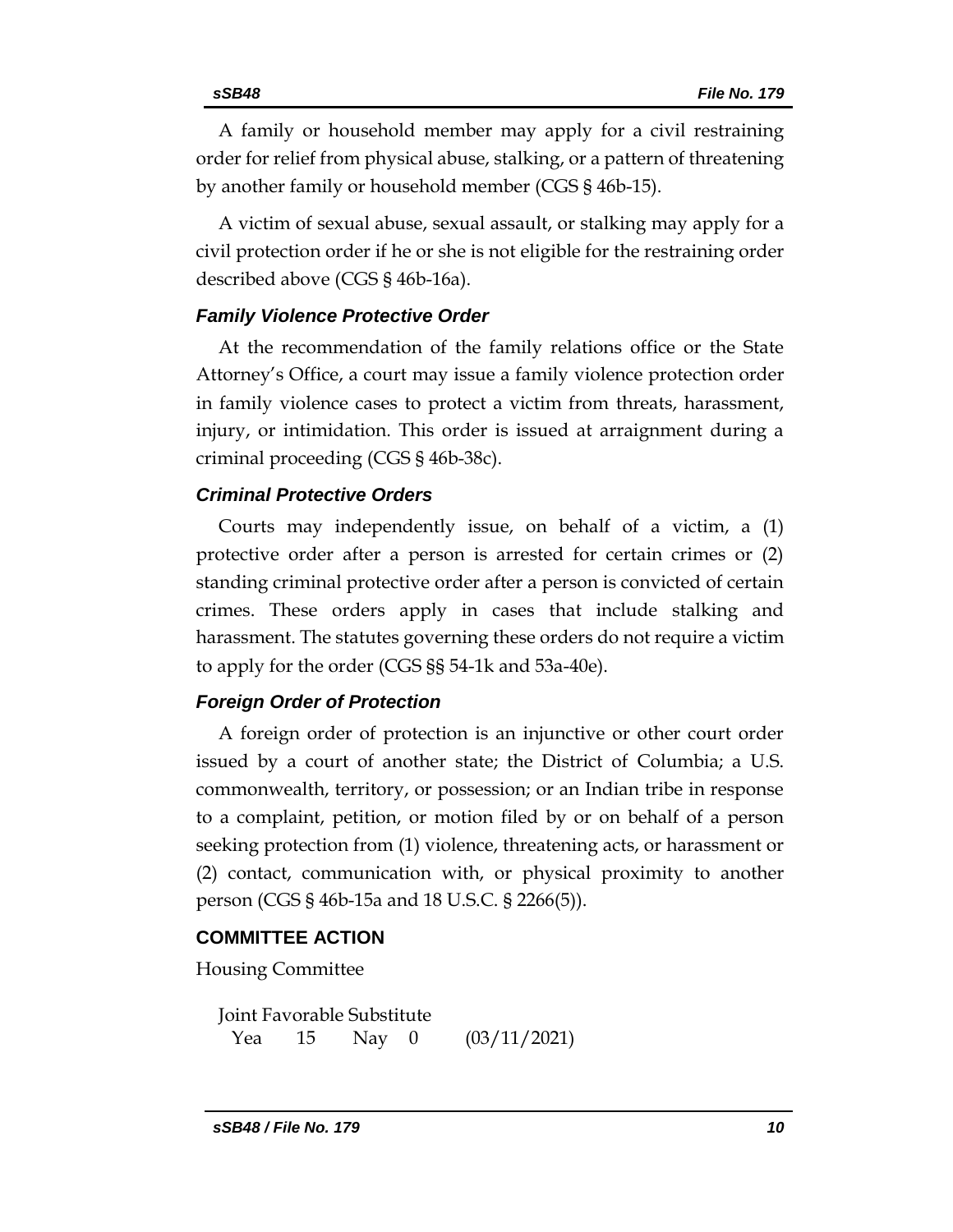A family or household member may apply for a civil restraining order for relief from physical abuse, stalking, or a pattern of threatening by another family or household member (CGS § 46b-15).

A victim of sexual abuse, sexual assault, or stalking may apply for a civil protection order if he or she is not eligible for the restraining order described above (CGS § 46b-16a).

### *Family Violence Protective Order*

At the recommendation of the family relations office or the State Attorney's Office, a court may issue a family violence protection order in family violence cases to protect a victim from threats, harassment, injury, or intimidation. This order is issued at arraignment during a criminal proceeding (CGS § 46b-38c).

### *Criminal Protective Orders*

Courts may independently issue, on behalf of a victim, a (1) protective order after a person is arrested for certain crimes or (2) standing criminal protective order after a person is convicted of certain crimes. These orders apply in cases that include stalking and harassment. The statutes governing these orders do not require a victim to apply for the order (CGS §§ 54-1k and 53a-40e).

### *Foreign Order of Protection*

A foreign order of protection is an injunctive or other court order issued by a court of another state; the District of Columbia; a U.S. commonwealth, territory, or possession; or an Indian tribe in response to a complaint, petition, or motion filed by or on behalf of a person seeking protection from (1) violence, threatening acts, or harassment or (2) contact, communication with, or physical proximity to another person (CGS § 46b-15a and 18 U.S.C. § 2266(5)).

## COMMITTEE ACTION

Housing Committee

Joint Favorable Substitute
Yea 15 Nay 0 (03/11/2021)